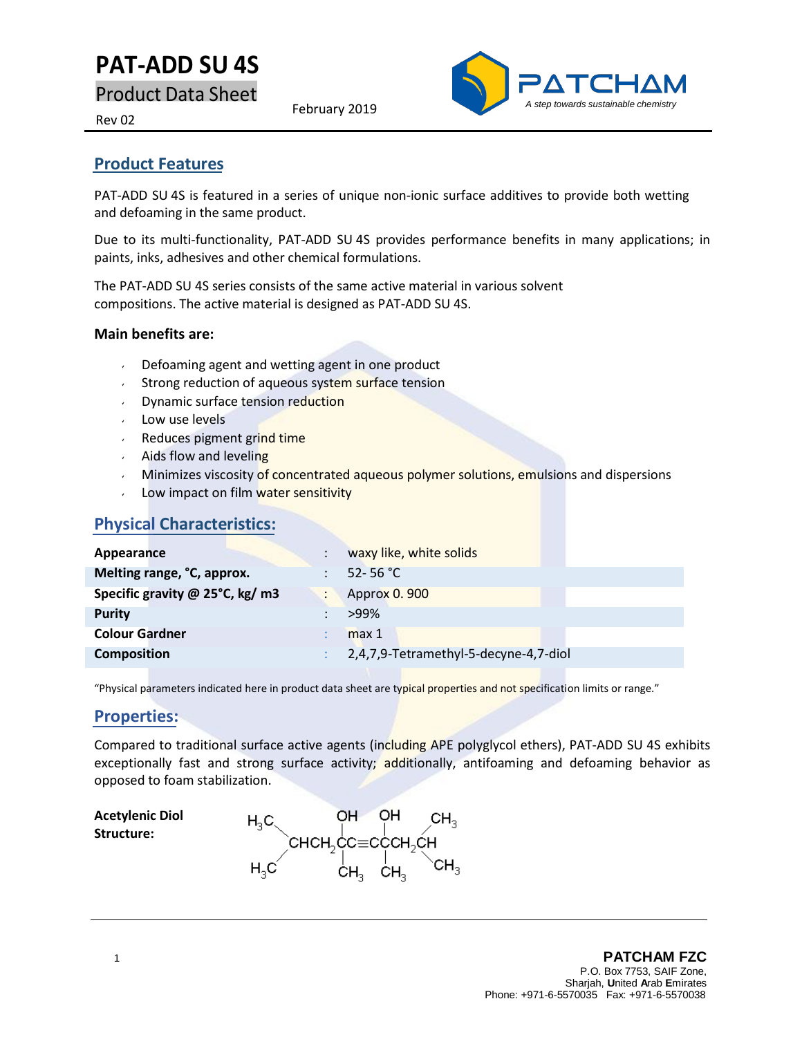# PAT-ADD SU 4S

Product Data Sheet

Rev 02

February 2019

PATCHAM

*A step towards sustainable chemistry*

## Product Features

PAT-ADD SU 4S is featured in a series of unique non-ionic surface additives to provide both wetting and defoaming in the same product.

Due to its multi-functionality, PAT-ADD SU 4S provides performance benefits in many applications; in paints, inks, adhesives and other chemical formulations.

The PAT-ADD SU 4S series consists of the same active material in various solvent compositions. The active material is designed as PAT-ADD SU 4S.

**Main benefits are:**

- Defoaming agent and wetting agent in one product
- Strong reduction of aqueous system surface tension
- Dynamic surface tension reduction
- Low use levels
- Reduces pigment grind time
- Aids flow and leveling
- Minimizes viscosity of concentrated aqueous polymer solutions, emulsions and dispersions
- Low impact on film water sensitivity

## Physical Characteristics:

| | | |
|---|---|---|
| **Appearance** | : | waxy like, white solids |
| **Melting range, °C, approx.** | : | 52- 56 °C |
| **Specific gravity @ 25°C, kg/ m3** | : | Approx 0. 900 |
| **Purity** | : | >99% |
| **Colour Gardner** | : | max 1 |
| **Composition** | : | 2,4,7,9-Tetramethyl-5-decyne-4,7-diol |

"Physical parameters indicated here in product data sheet are typical properties and not specification limits or range."

## Properties:

Compared to traditional surface active agents (including APE polyglycol ethers), PAT-ADD SU 4S exhibits exceptionally fast and strong surface activity; additionally, antifoaming and defoaming behavior as opposed to foam stabilization.

**Acetylenic Diol Structure:**

$$(H_3C)_2CHCH_2C(OH)(CH_3)C{\equiv}CC(OH)(CH_3)CH_2CH(CH_3)_2$$

**PATCHAM FZC**
P.O. Box 7753, SAIF Zone,
Sharjah, **U**nited **A**rab **E**mirates
Phone: +971-6-5570035 Fax: +971-6-5570038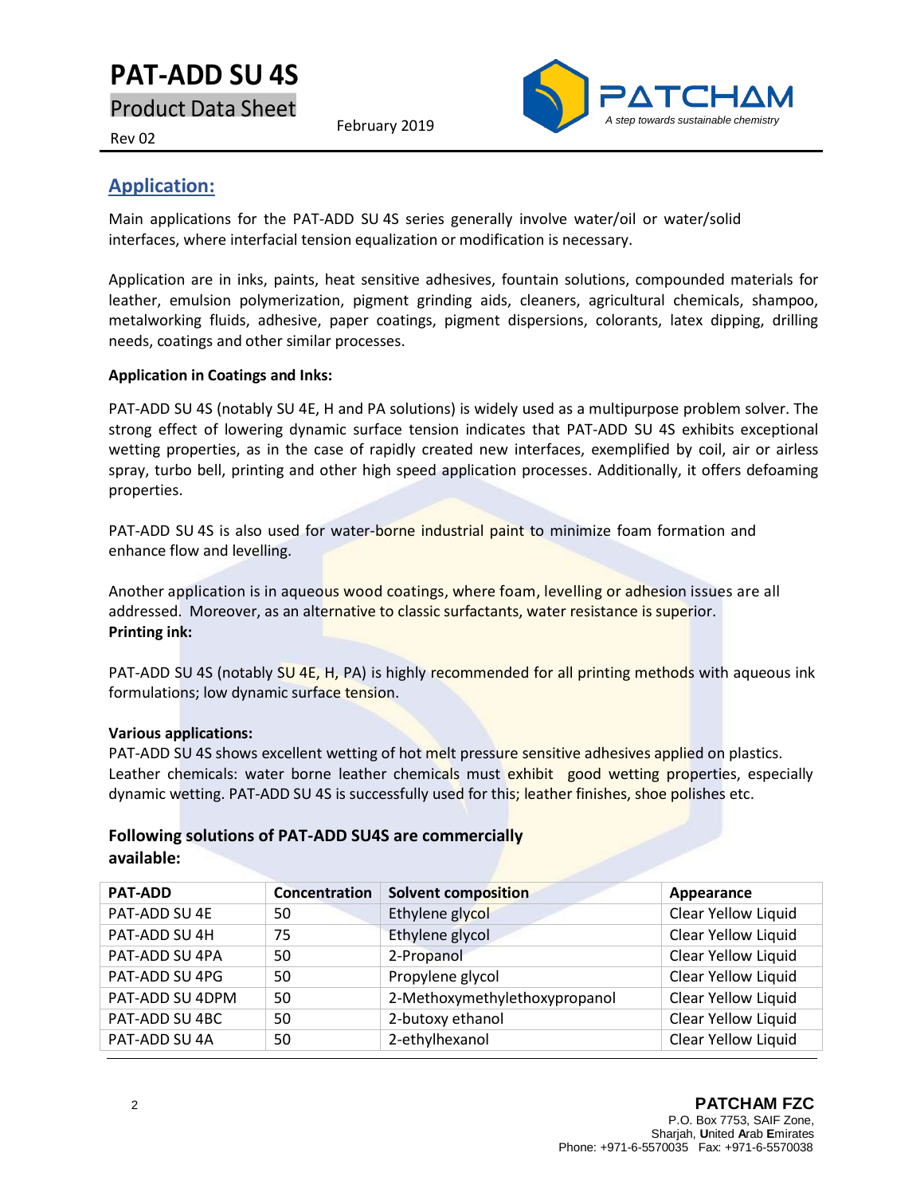## Application:

Main applications for the PAT-ADD SU 4S series generally involve water/oil or water/solid interfaces, where interfacial tension equalization or modification is necessary.

Application are in inks, paints, heat sensitive adhesives, fountain solutions, compounded materials for leather, emulsion polymerization, pigment grinding aids, cleaners, agricultural chemicals, shampoo, metalworking fluids, adhesive, paper coatings, pigment dispersions, colorants, latex dipping, drilling needs, coatings and other similar processes.

**Application in Coatings and Inks:**

PAT-ADD SU 4S (notably SU 4E, H and PA solutions) is widely used as a multipurpose problem solver. The strong effect of lowering dynamic surface tension indicates that PAT-ADD SU 4S exhibits exceptional wetting properties, as in the case of rapidly created new interfaces, exemplified by coil, air or airless spray, turbo bell, printing and other high speed application processes. Additionally, it offers defoaming properties.

PAT-ADD SU 4S is also used for water-borne industrial paint to minimize foam formation and enhance flow and levelling.

Another application is in aqueous wood coatings, where foam, levelling or adhesion issues are all addressed. Moreover, as an alternative to classic surfactants, water resistance is superior.

**Printing ink:**

PAT-ADD SU 4S (notably SU 4E, H, PA) is highly recommended for all printing methods with aqueous ink formulations; low dynamic surface tension.

**Various applications:**

PAT-ADD SU 4S shows excellent wetting of hot melt pressure sensitive adhesives applied on plastics.
Leather chemicals: water borne leather chemicals must exhibit good wetting properties, especially dynamic wetting. PAT-ADD SU 4S is successfully used for this; leather finishes, shoe polishes etc.

### Following solutions of PAT-ADD SU4S are commercially available:

| PAT-ADD | Concentration | Solvent composition | Appearance |
|---|---|---|---|
| PAT-ADD SU 4E | 50 | Ethylene glycol | Clear Yellow Liquid |
| PAT-ADD SU 4H | 75 | Ethylene glycol | Clear Yellow Liquid |
| PAT-ADD SU 4PA | 50 | 2-Propanol | Clear Yellow Liquid |
| PAT-ADD SU 4PG | 50 | Propylene glycol | Clear Yellow Liquid |
| PAT-ADD SU 4DPM | 50 | 2-Methoxymethylethoxypropanol | Clear Yellow Liquid |
| PAT-ADD SU 4BC | 50 | 2-butoxy ethanol | Clear Yellow Liquid |
| PAT-ADD SU 4A | 50 | 2-ethylhexanol | Clear Yellow Liquid |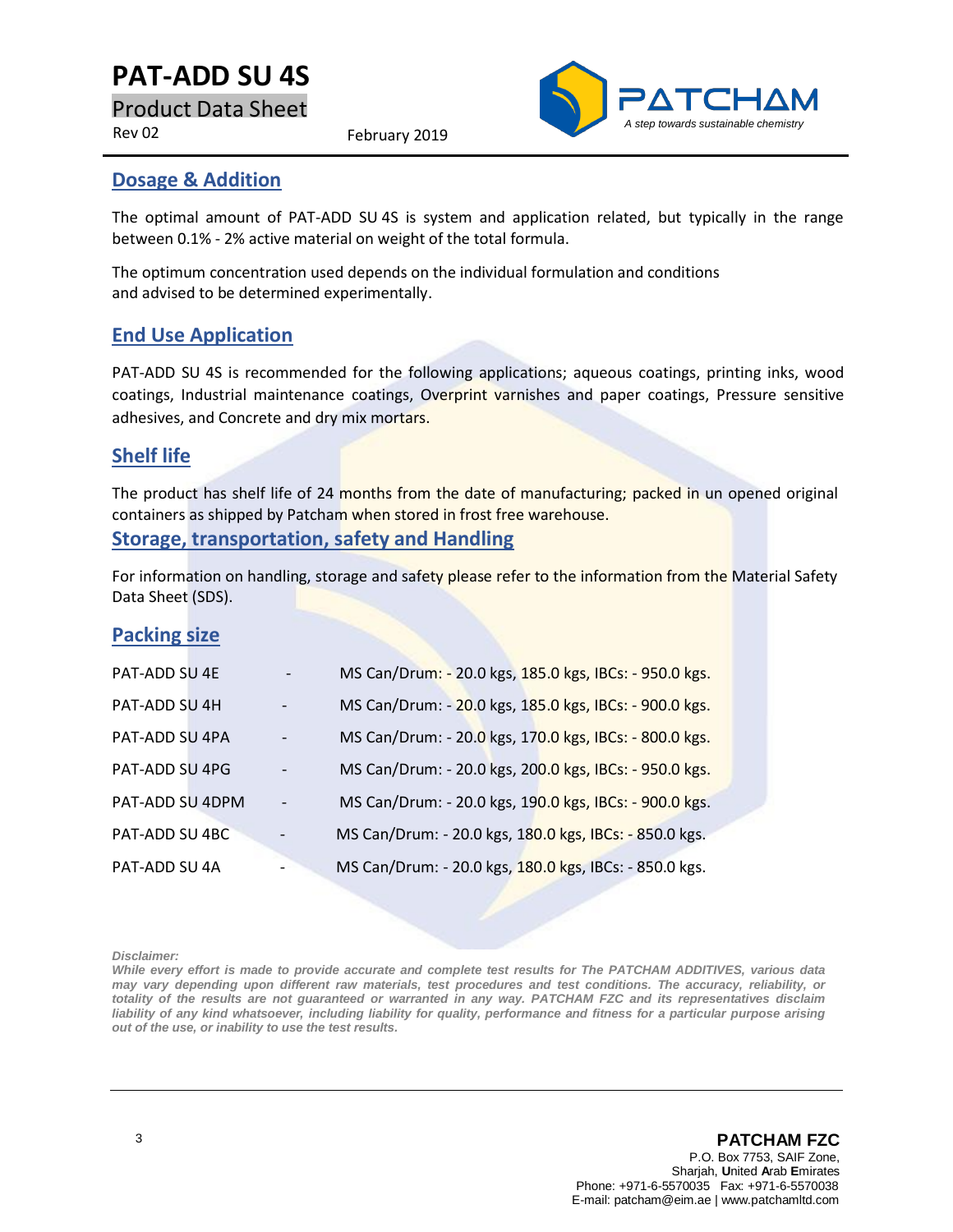## Dosage & Addition

The optimal amount of PAT-ADD SU 4S is system and application related, but typically in the range between 0.1% - 2% active material on weight of the total formula.

The optimum concentration used depends on the individual formulation and conditions and advised to be determined experimentally.

## End Use Application

PAT-ADD SU 4S is recommended for the following applications; aqueous coatings, printing inks, wood coatings, Industrial maintenance coatings, Overprint varnishes and paper coatings, Pressure sensitive adhesives, and Concrete and dry mix mortars.

## Shelf life

The product has shelf life of 24 months from the date of manufacturing; packed in un opened original containers as shipped by Patcham when stored in frost free warehouse.

## Storage, transportation, safety and Handling

For information on handling, storage and safety please refer to the information from the Material Safety Data Sheet (SDS).

## Packing size

| | | |
|---|---|---|
| PAT-ADD SU 4E | - | MS Can/Drum: - 20.0 kgs, 185.0 kgs, IBCs: - 950.0 kgs. |
| PAT-ADD SU 4H | - | MS Can/Drum: - 20.0 kgs, 185.0 kgs, IBCs: - 900.0 kgs. |
| PAT-ADD SU 4PA | - | MS Can/Drum: - 20.0 kgs, 170.0 kgs, IBCs: - 800.0 kgs. |
| PAT-ADD SU 4PG | - | MS Can/Drum: - 20.0 kgs, 200.0 kgs, IBCs: - 950.0 kgs. |
| PAT-ADD SU 4DPM | - | MS Can/Drum: - 20.0 kgs, 190.0 kgs, IBCs: - 900.0 kgs. |
| PAT-ADD SU 4BC | - | MS Can/Drum: - 20.0 kgs, 180.0 kgs, IBCs: - 850.0 kgs. |
| PAT-ADD SU 4A | - | MS Can/Drum: - 20.0 kgs, 180.0 kgs, IBCs: - 850.0 kgs. |

***Disclaimer:***

***While every effort is made to provide accurate and complete test results for The PATCHAM ADDITIVES, various data may vary depending upon different raw materials, test procedures and test conditions. The accuracy, reliability, or totality of the results are not guaranteed or warranted in any way. PATCHAM FZC and its representatives disclaim liability of any kind whatsoever, including liability for quality, performance and fitness for a particular purpose arising out of the use, or inability to use the test results.***

**PATCHAM FZC**
P.O. Box 7753, SAIF Zone,
Sharjah, **U**nited **A**rab **E**mirates
Phone: +971-6-5570035 Fax: +971-6-5570038
E-mail: patcham@eim.ae | www.patchamltd.com